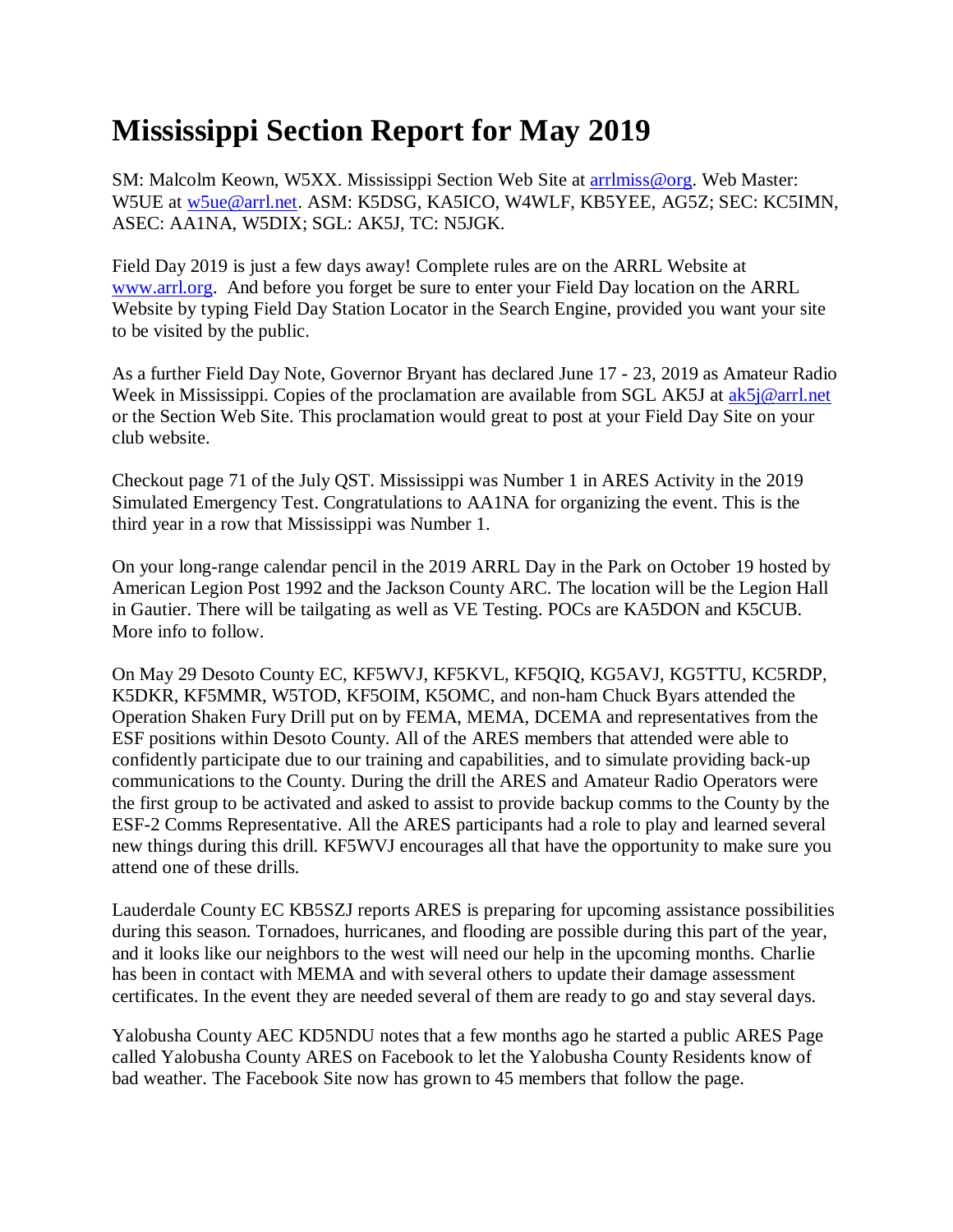# Mississippi Section Report for May 2019

SM: Malcolm Keown, W5XX. Mississippi Section Web Site at arrlmiss@org. Web Master: W5UE at w5ue@arrl.net. ASM: K5DSG, KA5ICO, W4WLF, KB5YEE, AG5Z; SEC: KC5IMN, ASEC: AA1NA, W5DIX; SGL: AK5J, TC: N5JGK.

Field Day 2019 is just a few days away! Complete rules are on the ARRL Website at www.arrl.org. And before you forget be sure to enter your Field Day location on the ARRL Website by typing Field Day Station Locator in the Search Engine, provided you want your site to be visited by the public.

As a further Field Day Note, Governor Bryant has declared June 17 - 23, 2019 as Amateur Radio Week in Mississippi. Copies of the proclamation are available from SGL AK5J at ak5j@arrl.net or the Section Web Site. This proclamation would great to post at your Field Day Site on your club website.

Checkout page 71 of the July QST. Mississippi was Number 1 in ARES Activity in the 2019 Simulated Emergency Test. Congratulations to AA1NA for organizing the event. This is the third year in a row that Mississippi was Number 1.

On your long-range calendar pencil in the 2019 ARRL Day in the Park on October 19 hosted by American Legion Post 1992 and the Jackson County ARC. The location will be the Legion Hall in Gautier. There will be tailgating as well as VE Testing. POCs are KA5DON and K5CUB. More info to follow.

On May 29 Desoto County EC, KF5WVJ, KF5KVL, KF5QIQ, KG5AVJ, KG5TTU, KC5RDP, K5DKR, KF5MMR, W5TOD, KF5OIM, K5OMC, and non-ham Chuck Byars attended the Operation Shaken Fury Drill put on by FEMA, MEMA, DCEMA and representatives from the ESF positions within Desoto County. All of the ARES members that attended were able to confidently participate due to our training and capabilities, and to simulate providing back-up communications to the County. During the drill the ARES and Amateur Radio Operators were the first group to be activated and asked to assist to provide backup comms to the County by the ESF-2 Comms Representative. All the ARES participants had a role to play and learned several new things during this drill. KF5WVJ encourages all that have the opportunity to make sure you attend one of these drills.

Lauderdale County EC KB5SZJ reports ARES is preparing for upcoming assistance possibilities during this season. Tornadoes, hurricanes, and flooding are possible during this part of the year, and it looks like our neighbors to the west will need our help in the upcoming months. Charlie has been in contact with MEMA and with several others to update their damage assessment certificates. In the event they are needed several of them are ready to go and stay several days.

Yalobusha County AEC KD5NDU notes that a few months ago he started a public ARES Page called Yalobusha County ARES on Facebook to let the Yalobusha County Residents know of bad weather. The Facebook Site now has grown to 45 members that follow the page.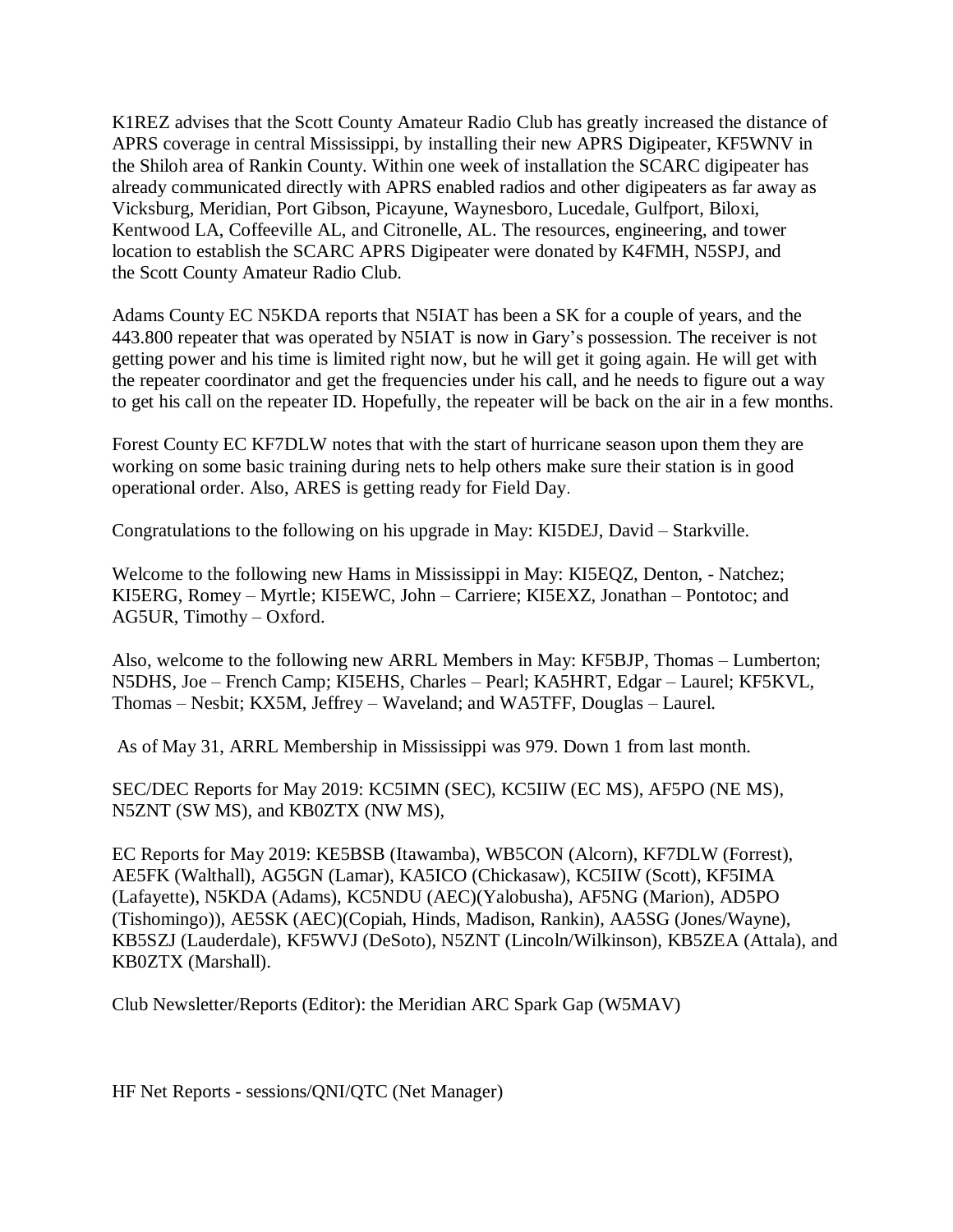K1REZ advises that the Scott County Amateur Radio Club has greatly increased the distance of APRS coverage in central Mississippi, by installing their new APRS Digipeater, KF5WNV in the Shiloh area of Rankin County. Within one week of installation the SCARC digipeater has already communicated directly with APRS enabled radios and other digipeaters as far away as Vicksburg, Meridian, Port Gibson, Picayune, Waynesboro, Lucedale, Gulfport, Biloxi, Kentwood LA, Coffeeville AL, and Citronelle, AL. The resources, engineering, and tower location to establish the SCARC APRS Digipeater were donated by K4FMH, N5SPJ, and the Scott County Amateur Radio Club.

Adams County EC N5KDA reports that N5IAT has been a SK for a couple of years, and the 443.800 repeater that was operated by N5IAT is now in Gary's possession. The receiver is not getting power and his time is limited right now, but he will get it going again. He will get with the repeater coordinator and get the frequencies under his call, and he needs to figure out a way to get his call on the repeater ID. Hopefully, the repeater will be back on the air in a few months.

Forest County EC KF7DLW notes that with the start of hurricane season upon them they are working on some basic training during nets to help others make sure their station is in good operational order. Also, ARES is getting ready for Field Day.

Congratulations to the following on his upgrade in May: KI5DEJ, David – Starkville.

Welcome to the following new Hams in Mississippi in May: KI5EQZ, Denton, - Natchez; KI5ERG, Romey – Myrtle; KI5EWC, John – Carriere; KI5EXZ, Jonathan – Pontotoc; and AG5UR, Timothy – Oxford.

Also, welcome to the following new ARRL Members in May: KF5BJP, Thomas – Lumberton; N5DHS, Joe – French Camp; KI5EHS, Charles – Pearl; KA5HRT, Edgar – Laurel; KF5KVL, Thomas – Nesbit; KX5M, Jeffrey – Waveland; and WA5TFF, Douglas – Laurel.

As of May 31, ARRL Membership in Mississippi was 979. Down 1 from last month.

SEC/DEC Reports for May 2019: KC5IMN (SEC), KC5IIW (EC MS), AF5PO (NE MS), N5ZNT (SW MS), and KB0ZTX (NW MS),

EC Reports for May 2019: KE5BSB (Itawamba), WB5CON (Alcorn), KF7DLW (Forrest), AE5FK (Walthall), AG5GN (Lamar), KA5ICO (Chickasaw), KC5IIW (Scott), KF5IMA (Lafayette), N5KDA (Adams), KC5NDU (AEC)(Yalobusha), AF5NG (Marion), AD5PO (Tishomingo)), AE5SK (AEC)(Copiah, Hinds, Madison, Rankin), AA5SG (Jones/Wayne), KB5SZJ (Lauderdale), KF5WVJ (DeSoto), N5ZNT (Lincoln/Wilkinson), KB5ZEA (Attala), and KB0ZTX (Marshall).

Club Newsletter/Reports (Editor): the Meridian ARC Spark Gap (W5MAV)

HF Net Reports - sessions/QNI/QTC (Net Manager)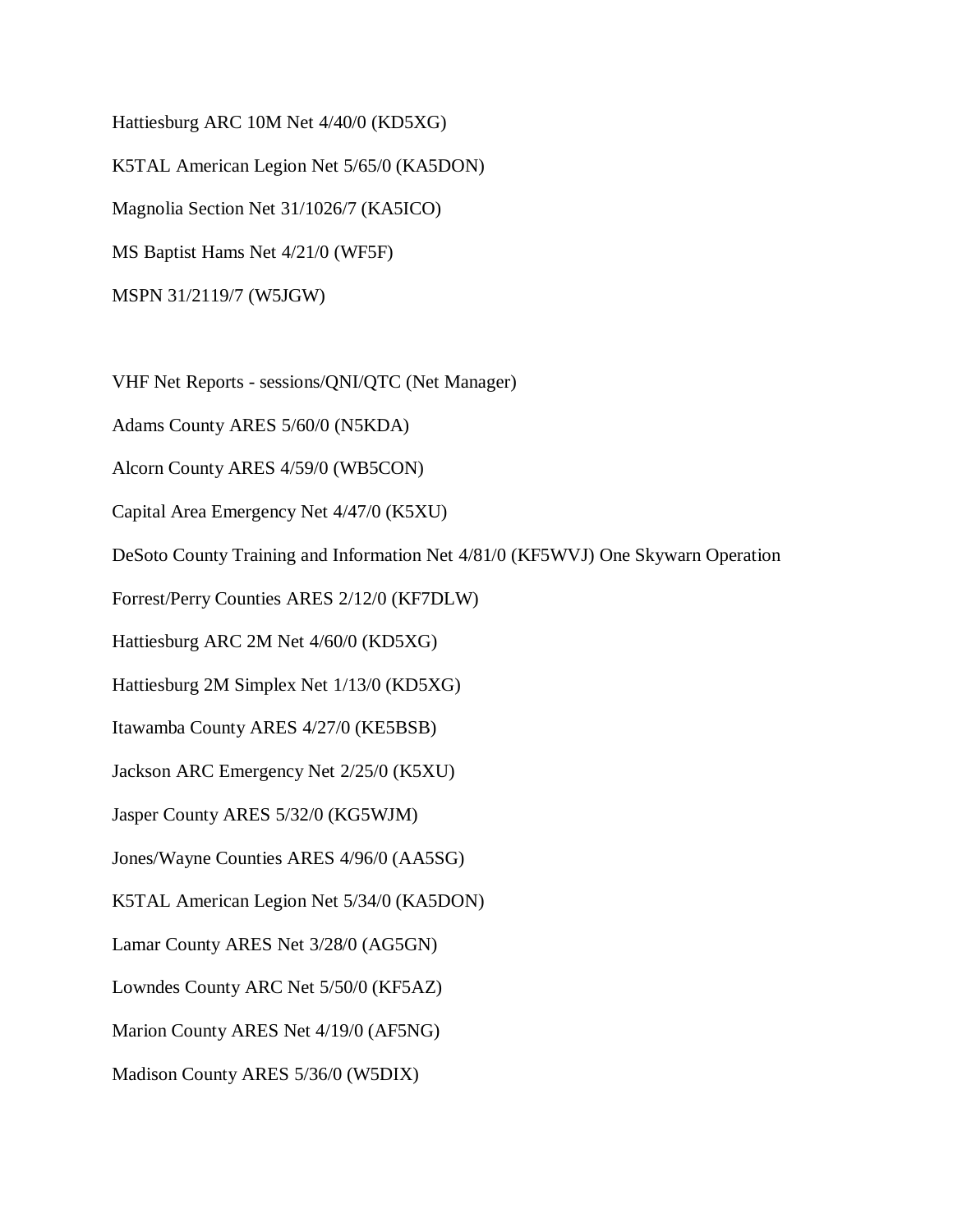Hattiesburg ARC 10M Net 4/40/0 (KD5XG)

K5TAL American Legion Net 5/65/0 (KA5DON)

Magnolia Section Net 31/1026/7 (KA5ICO)

MS Baptist Hams Net 4/21/0 (WF5F)

MSPN 31/2119/7 (W5JGW)

VHF Net Reports - sessions/QNI/QTC (Net Manager)

Adams County ARES 5/60/0 (N5KDA)

Alcorn County ARES 4/59/0 (WB5CON)

Capital Area Emergency Net 4/47/0 (K5XU)

DeSoto County Training and Information Net 4/81/0 (KF5WVJ) One Skywarn Operation

Forrest/Perry Counties ARES 2/12/0 (KF7DLW)

Hattiesburg ARC 2M Net 4/60/0 (KD5XG)

Hattiesburg 2M Simplex Net 1/13/0 (KD5XG)

Itawamba County ARES 4/27/0 (KE5BSB)

Jackson ARC Emergency Net 2/25/0 (K5XU)

Jasper County ARES 5/32/0 (KG5WJM)

Jones/Wayne Counties ARES 4/96/0 (AA5SG)

K5TAL American Legion Net 5/34/0 (KA5DON)

Lamar County ARES Net 3/28/0 (AG5GN)

Lowndes County ARC Net 5/50/0 (KF5AZ)

Marion County ARES Net 4/19/0 (AF5NG)

Madison County ARES 5/36/0 (W5DIX)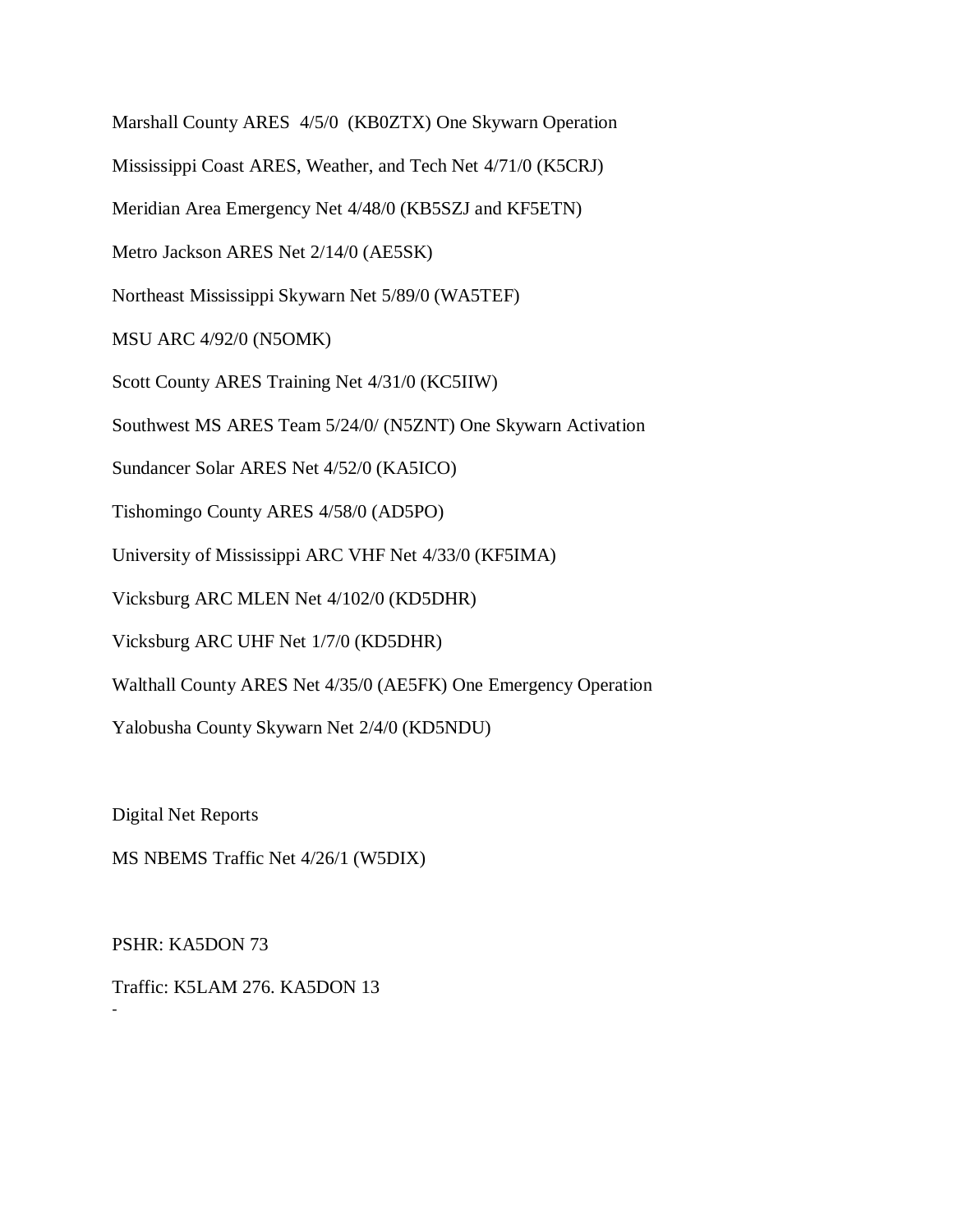Marshall County ARES  4/5/0  (KB0ZTX) One Skywarn Operation

Mississippi Coast ARES, Weather, and Tech Net 4/71/0 (K5CRJ)

Meridian Area Emergency Net 4/48/0 (KB5SZJ and KF5ETN)

Metro Jackson ARES Net 2/14/0 (AE5SK)

Northeast Mississippi Skywarn Net 5/89/0 (WA5TEF)

MSU ARC 4/92/0 (N5OMK)

Scott County ARES Training Net 4/31/0 (KC5IIW)

Southwest MS ARES Team 5/24/0/ (N5ZNT) One Skywarn Activation

Sundancer Solar ARES Net 4/52/0 (KA5ICO)

Tishomingo County ARES 4/58/0 (AD5PO)

University of Mississippi ARC VHF Net 4/33/0 (KF5IMA)

Vicksburg ARC MLEN Net 4/102/0 (KD5DHR)

Vicksburg ARC UHF Net 1/7/0 (KD5DHR)

Walthall County ARES Net 4/35/0 (AE5FK) One Emergency Operation

Yalobusha County Skywarn Net 2/4/0 (KD5NDU)

Digital Net Reports

MS NBEMS Traffic Net 4/26/1 (W5DIX)

PSHR: KA5DON 73

Traffic: K5LAM 276. KA5DON 13

-